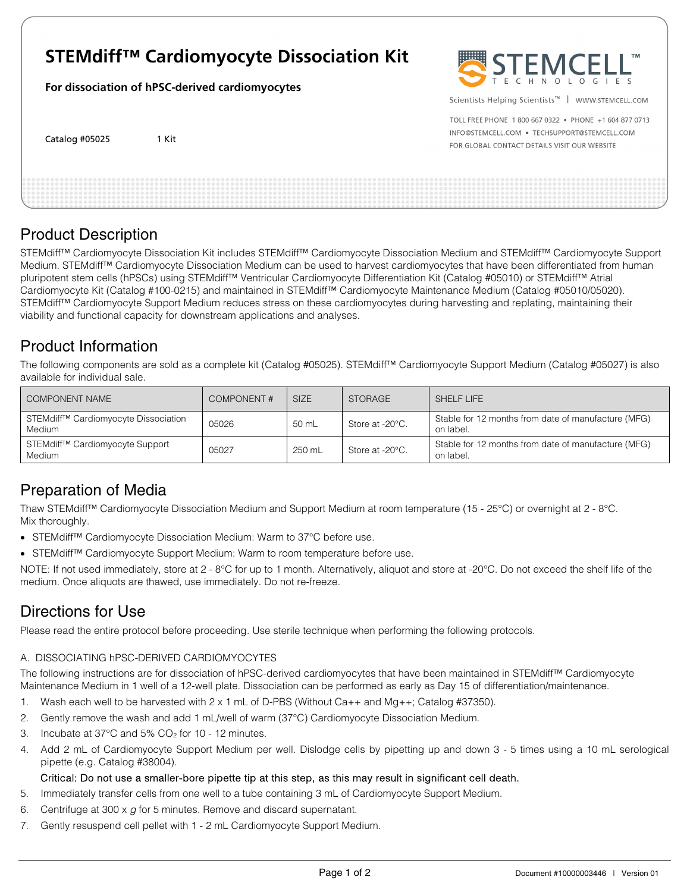# STEMdiff™ Cardiomyocyte Dissociation Kit

**For dissociation of hPSC-derived cardiomyocytes**

Catalog #05025 1 Kit

STEMCELL™ TECHNOLOGIES

Scientists Helping Scientists™ | WWW.STEMCELL.COM

TOLL FREE PHONE 1 800 667 0322 • PHONE +1 604 877 0713
INFO@STEMCELL.COM • TECHSUPPORT@STEMCELL.COM
FOR GLOBAL CONTACT DETAILS VISIT OUR WEBSITE

## Product Description

STEMdiff™ Cardiomyocyte Dissociation Kit includes STEMdiff™ Cardiomyocyte Dissociation Medium and STEMdiff™ Cardiomyocyte Support Medium. STEMdiff™ Cardiomyocyte Dissociation Medium can be used to harvest cardiomyocytes that have been differentiated from human pluripotent stem cells (hPSCs) using STEMdiff™ Ventricular Cardiomyocyte Differentiation Kit (Catalog #05010) or STEMdiff™ Atrial Cardiomyocyte Kit (Catalog #100-0215) and maintained in STEMdiff™ Cardiomyocyte Maintenance Medium (Catalog #05010/05020). STEMdiff™ Cardiomyocyte Support Medium reduces stress on these cardiomyocytes during harvesting and replating, maintaining their viability and functional capacity for downstream applications and analyses.

## Product Information

The following components are sold as a complete kit (Catalog #05025). STEMdiff™ Cardiomyocyte Support Medium (Catalog #05027) is also available for individual sale.

| COMPONENT NAME | COMPONENT # | SIZE | STORAGE | SHELF LIFE |
|---|---|---|---|---|
| STEMdiff™ Cardiomyocyte Dissociation Medium | 05026 | 50 mL | Store at -20°C. | Stable for 12 months from date of manufacture (MFG) on label. |
| STEMdiff™ Cardiomyocyte Support Medium | 05027 | 250 mL | Store at -20°C. | Stable for 12 months from date of manufacture (MFG) on label. |

## Preparation of Media

Thaw STEMdiff™ Cardiomyocyte Dissociation Medium and Support Medium at room temperature (15 - 25°C) or overnight at 2 - 8°C. Mix thoroughly.

- STEMdiff™ Cardiomyocyte Dissociation Medium: Warm to 37°C before use.
- STEMdiff™ Cardiomyocyte Support Medium: Warm to room temperature before use.

NOTE: If not used immediately, store at 2 - 8°C for up to 1 month. Alternatively, aliquot and store at -20°C. Do not exceed the shelf life of the medium. Once aliquots are thawed, use immediately. Do not re-freeze.

## Directions for Use

Please read the entire protocol before proceeding. Use sterile technique when performing the following protocols.

### A. DISSOCIATING hPSC-DERIVED CARDIOMYOCYTES

The following instructions are for dissociation of hPSC-derived cardiomyocytes that have been maintained in STEMdiff™ Cardiomyocyte Maintenance Medium in 1 well of a 12-well plate. Dissociation can be performed as early as Day 15 of differentiation/maintenance.

1. Wash each well to be harvested with 2 x 1 mL of D-PBS (Without Ca++ and Mg++; Catalog #37350).
2. Gently remove the wash and add 1 mL/well of warm (37°C) Cardiomyocyte Dissociation Medium.
3. Incubate at 37°C and 5% $CO_2$ for 10 - 12 minutes.
4. Add 2 mL of Cardiomyocyte Support Medium per well. Dislodge cells by pipetting up and down 3 - 5 times using a 10 mL serological pipette (e.g. Catalog #38004).

   Critical: Do not use a smaller-bore pipette tip at this step, as this may result in significant cell death.
5. Immediately transfer cells from one well to a tube containing 3 mL of Cardiomyocyte Support Medium.
6. Centrifuge at 300 x *g* for 5 minutes. Remove and discard supernatant.
7. Gently resuspend cell pellet with 1 - 2 mL Cardiomyocyte Support Medium.

Document #10000003446 | Version 01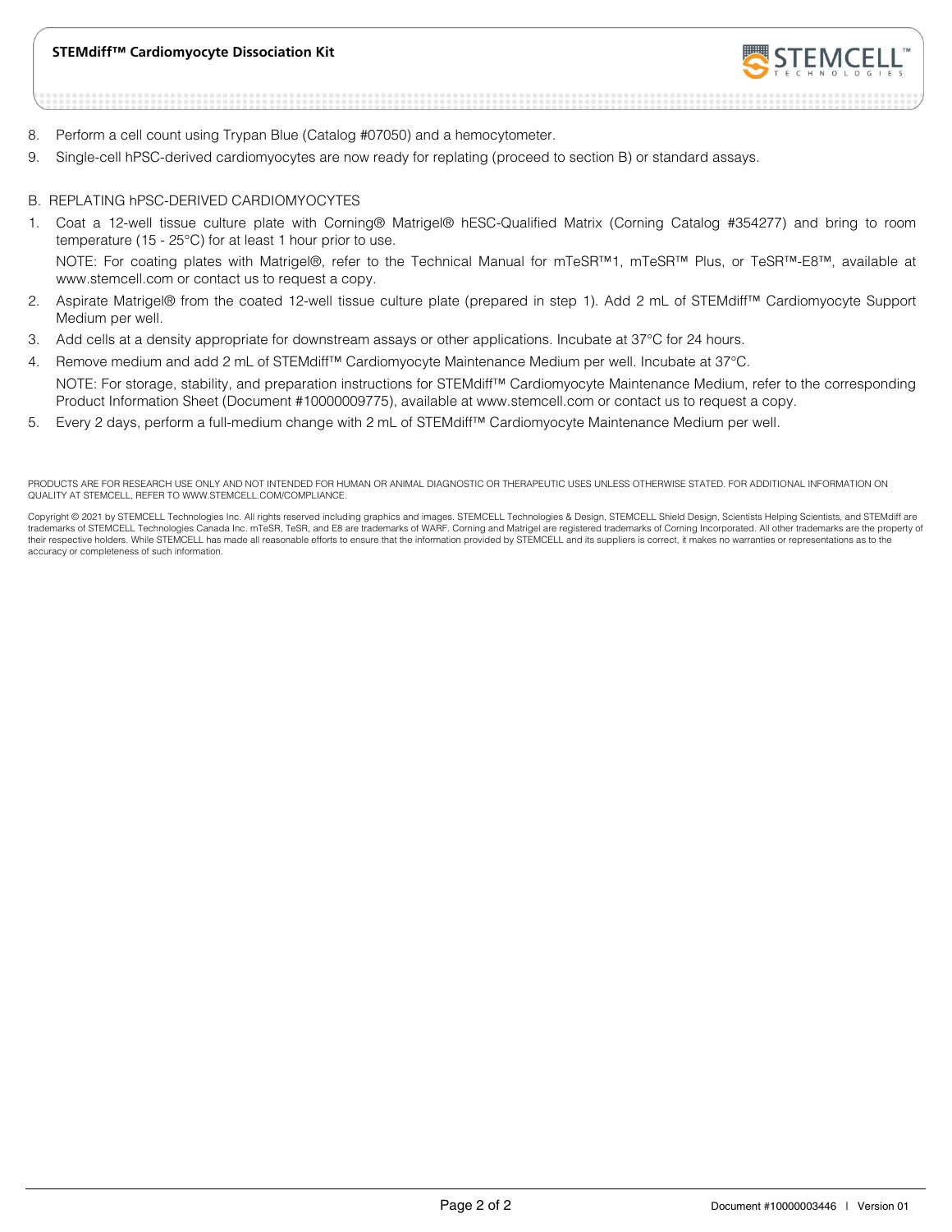8. Perform a cell count using Trypan Blue (Catalog #07050) and a hemocytometer.
9. Single-cell hPSC-derived cardiomyocytes are now ready for replating (proceed to section B) or standard assays.

## B. REPLATING hPSC-DERIVED CARDIOMYOCYTES

1. Coat a 12-well tissue culture plate with Corning® Matrigel® hESC-Qualified Matrix (Corning Catalog #354277) and bring to room temperature (15 - 25°C) for at least 1 hour prior to use.

   NOTE: For coating plates with Matrigel®, refer to the Technical Manual for mTeSR™1, mTeSR™ Plus, or TeSR™-E8™, available at www.stemcell.com or contact us to request a copy.
2. Aspirate Matrigel® from the coated 12-well tissue culture plate (prepared in step 1). Add 2 mL of STEMdiff™ Cardiomyocyte Support Medium per well.
3. Add cells at a density appropriate for downstream assays or other applications. Incubate at 37°C for 24 hours.
4. Remove medium and add 2 mL of STEMdiff™ Cardiomyocyte Maintenance Medium per well. Incubate at 37°C.

   NOTE: For storage, stability, and preparation instructions for STEMdiff™ Cardiomyocyte Maintenance Medium, refer to the corresponding Product Information Sheet (Document #10000009775), available at www.stemcell.com or contact us to request a copy.
5. Every 2 days, perform a full-medium change with 2 mL of STEMdiff™ Cardiomyocyte Maintenance Medium per well.

PRODUCTS ARE FOR RESEARCH USE ONLY AND NOT INTENDED FOR HUMAN OR ANIMAL DIAGNOSTIC OR THERAPEUTIC USES UNLESS OTHERWISE STATED. FOR ADDITIONAL INFORMATION ON QUALITY AT STEMCELL, REFER TO WWW.STEMCELL.COM/COMPLIANCE.

Copyright © 2021 by STEMCELL Technologies Inc. All rights reserved including graphics and images. STEMCELL Technologies & Design, STEMCELL Shield Design, Scientists Helping Scientists, and STEMdiff are trademarks of STEMCELL Technologies Canada Inc. mTeSR, TeSR, and E8 are trademarks of WARF. Corning and Matrigel are registered trademarks of Corning Incorporated. All other trademarks are the property of their respective holders. While STEMCELL has made all reasonable efforts to ensure that the information provided by STEMCELL and its suppliers is correct, it makes no warranties or representations as to the accuracy or completeness of such information.